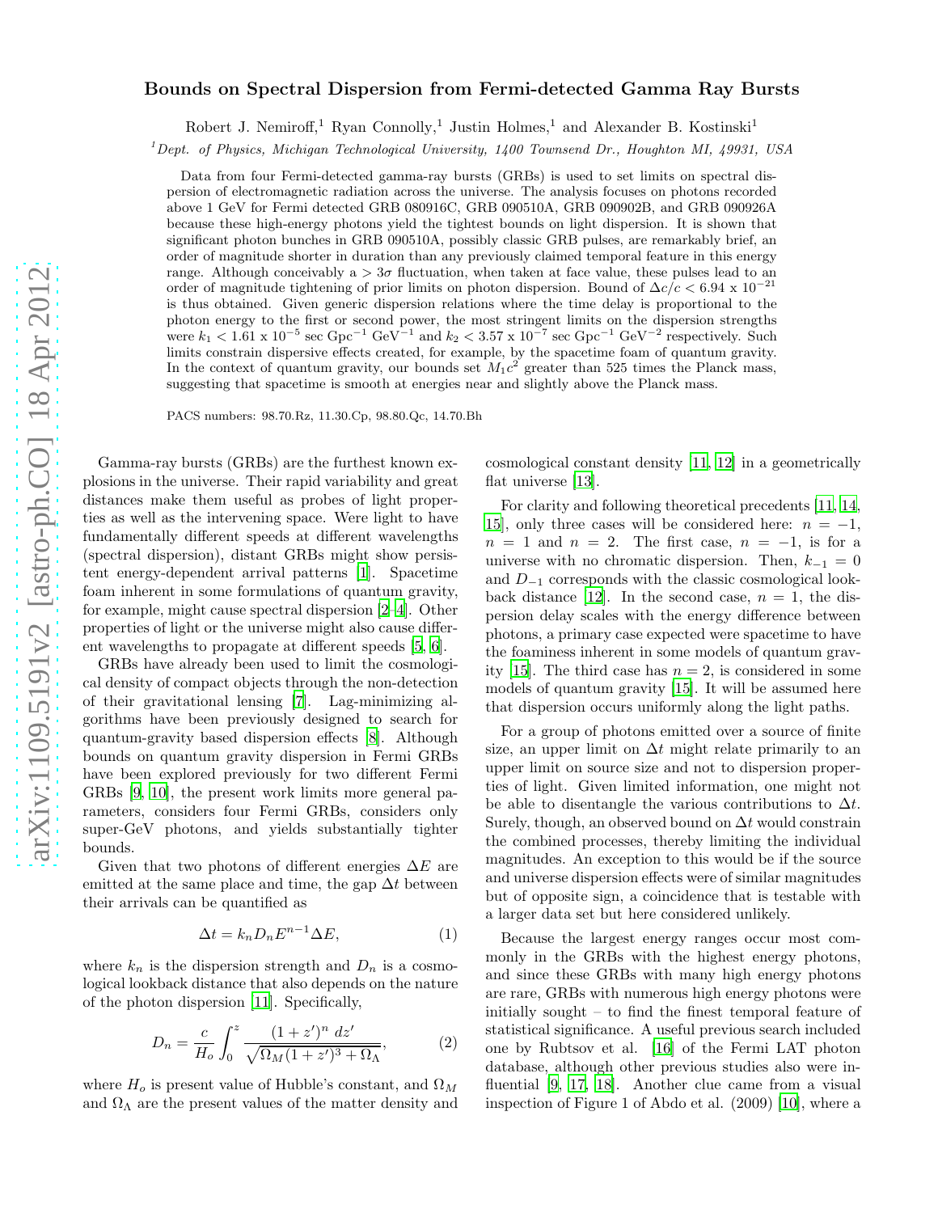# Bounds on Spectral Dispersion from Fermi-detected Gamma Ray Bursts

Robert J. Nemiroff,[1] Ryan Connolly,[1] Justin Holmes,[1] and Alexander B. Kostinski[1]

[1] *Dept. of Physics, Michigan Technological University, 1400 Townsend Dr., Houghton MI, 49931, USA*

Data from four Fermi-detected gamma-ray bursts (GRBs) is used to set limits on spectral dispersion of electromagnetic radiation across the universe. The analysis focuses on photons recorded above 1 GeV for Fermi detected GRB 080916C, GRB 090510A, GRB 090902B, and GRB 090926A because these high-energy photons yield the tightest bounds on light dispersion. It is shown that significant photon bunches in GRB 090510A, possibly classic GRB pulses, are remarkably brief, an order of magnitude shorter in duration than any previously claimed temporal feature in this energy range. Although conceivably a $> 3\sigma$ fluctuation, when taken at face value, these pulses lead to an order of magnitude tightening of prior limits on photon dispersion. Bound of $\Delta c/c < 6.94 \times 10^{-21}$ is thus obtained. Given generic dispersion relations where the time delay is proportional to the photon energy to the first or second power, the most stringent limits on the dispersion strengths were $k_1 < 1.61 \times 10^{-5}$ sec Gpc$^{-1}$ GeV$^{-1}$ and $k_2 < 3.57 \times 10^{-7}$ sec Gpc$^{-1}$ GeV$^{-2}$ respectively. Such limits constrain dispersive effects created, for example, by the spacetime foam of quantum gravity. In the context of quantum gravity, our bounds set $M_1 c^2$ greater than 525 times the Planck mass, suggesting that spacetime is smooth at energies near and slightly above the Planck mass.

PACS numbers: 98.70.Rz, 11.30.Cp, 98.80.Qc, 14.70.Bh

Gamma-ray bursts (GRBs) are the furthest known explosions in the universe. Their rapid variability and great distances make them useful as probes of light properties as well as the intervening space. Were light to have fundamentally different speeds at different wavelengths (spectral dispersion), distant GRBs might show persistent energy-dependent arrival patterns [1]. Spacetime foam inherent in some formulations of quantum gravity, for example, might cause spectral dispersion [2–4]. Other properties of light or the universe might also cause different wavelengths to propagate at different speeds [5, 6].

GRBs have already been used to limit the cosmological density of compact objects through the non-detection of their gravitational lensing [7]. Lag-minimizing algorithms have been previously designed to search for quantum-gravity based dispersion effects [8]. Although bounds on quantum gravity dispersion in Fermi GRBs have been explored previously for two different Fermi GRBs [9, 10], the present work limits more general parameters, considers four Fermi GRBs, considers only super-GeV photons, and yields substantially tighter bounds.

Given that two photons of different energies $\Delta E$ are emitted at the same place and time, the gap $\Delta t$ between their arrivals can be quantified as

$$\Delta t = k_n D_n E^{n-1} \Delta E, \tag{1}$$

where $k_n$ is the dispersion strength and $D_n$ is a cosmological lookback distance that also depends on the nature of the photon dispersion [11]. Specifically,

$$D_n = \frac{c}{H_o} \int_0^z \frac{(1+z')^n \, dz'}{\sqrt{\Omega_M (1+z')^3 + \Omega_\Lambda}}, \tag{2}$$

where $H_o$ is present value of Hubble's constant, and $\Omega_M$ and $\Omega_\Lambda$ are the present values of the matter density and cosmological constant density [11, 12] in a geometrically flat universe [13].

For clarity and following theoretical precedents [11, 14, 15], only three cases will be considered here: $n = -1$, $n = 1$ and $n = 2$. The first case, $n = -1$, is for a universe with no chromatic dispersion. Then, $k_{-1} = 0$ and $D_{-1}$ corresponds with the classic cosmological lookback distance [12]. In the second case, $n = 1$, the dispersion delay scales with the energy difference between photons, a primary case expected were spacetime to have the foaminess inherent in some models of quantum gravity [15]. The third case has $n = 2$, is considered in some models of quantum gravity [15]. It will be assumed here that dispersion occurs uniformly along the light paths.

For a group of photons emitted over a source of finite size, an upper limit on $\Delta t$ might relate primarily to an upper limit on source size and not to dispersion properties of light. Given limited information, one might not be able to disentangle the various contributions to $\Delta t$. Surely, though, an observed bound on $\Delta t$ would constrain the combined processes, thereby limiting the individual magnitudes. An exception to this would be if the source and universe dispersion effects were of similar magnitudes but of opposite sign, a coincidence that is testable with a larger data set but here considered unlikely.

Because the largest energy ranges occur most commonly in the GRBs with the highest energy photons, and since these GRBs with many high energy photons are rare, GRBs with numerous high energy photons were initially sought – to find the finest temporal feature of statistical significance. A useful previous search included one by Rubtsov et al. [16] of the Fermi LAT photon database, although other previous studies also were influential [9, 17, 18]. Another clue came from a visual inspection of Figure 1 of Abdo et al. (2009) [10], where a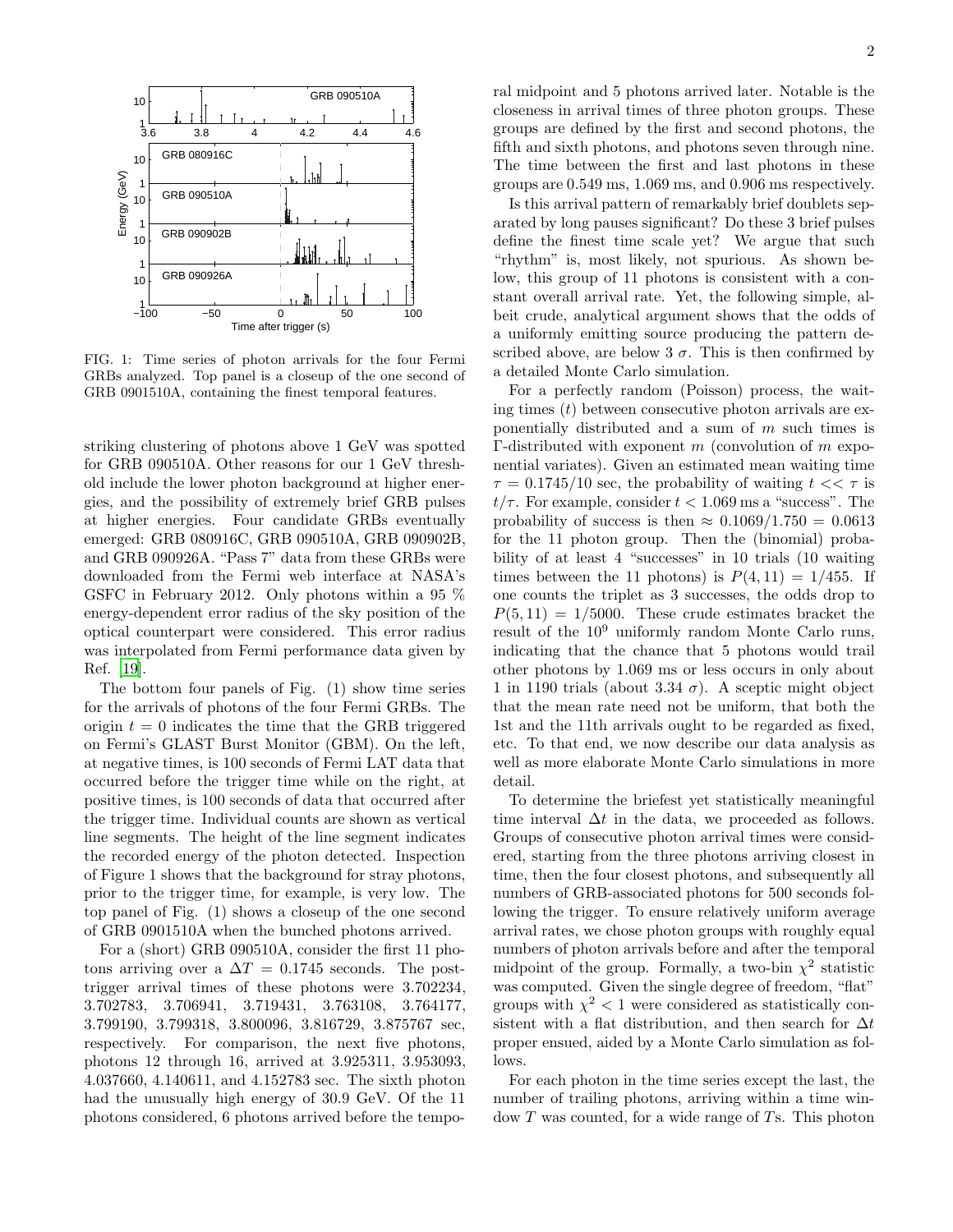GRB 090510A

10

1

3.6 3.8 4 4.2 4.4 4.6

GRB 080916C

GRB 090510A

GRB 090902B

GRB 090926A

Energy (GeV)

10

1

10

1

10

1

10

1

−100 −50 0 50 100

Time after trigger (s)

FIG. 1: Time series of photon arrivals for the four Fermi GRBs analyzed. Top panel is a closeup of the one second of GRB 0901510A, containing the finest temporal features.

striking clustering of photons above 1 GeV was spotted for GRB 090510A. Other reasons for our 1 GeV threshold include the lower photon background at higher energies, and the possibility of extremely brief GRB pulses at higher energies. Four candidate GRBs eventually emerged: GRB 080916C, GRB 090510A, GRB 090902B, and GRB 090926A. "Pass 7" data from these GRBs were downloaded from the Fermi web interface at NASA's GSFC in February 2012. Only photons within a 95 % energy-dependent error radius of the sky position of the optical counterpart were considered. This error radius was interpolated from Fermi performance data given by Ref. [19].

The bottom four panels of Fig. (1) show time series for the arrivals of photons of the four Fermi GRBs. The origin $t = 0$ indicates the time that the GRB triggered on Fermi's GLAST Burst Monitor (GBM). On the left, at negative times, is 100 seconds of Fermi LAT data that occurred before the trigger time while on the right, at positive times, is 100 seconds of data that occurred after the trigger time. Individual counts are shown as vertical line segments. The height of the line segment indicates the recorded energy of the photon detected. Inspection of Figure 1 shows that the background for stray photons, prior to the trigger time, for example, is very low. The top panel of Fig. (1) shows a closeup of the one second of GRB 0901510A when the bunched photons arrived.

For a (short) GRB 090510A, consider the first 11 photons arriving over a $\Delta T = 0.1745$ seconds. The post-trigger arrival times of these photons were 3.702234, 3.702783, 3.706941, 3.719431, 3.763108, 3.764177, 3.799190, 3.799318, 3.800096, 3.816729, 3.875767 sec, respectively. For comparison, the next five photons, photons 12 through 16, arrived at 3.925311, 3.953093, 4.037660, 4.140611, and 4.152783 sec. The sixth photon had the unusually high energy of 30.9 GeV. Of the 11 photons considered, 6 photons arrived before the temporal midpoint and 5 photons arrived later. Notable is the closeness in arrival times of three photon groups. These groups are defined by the first and second photons, the fifth and sixth photons, and photons seven through nine. The time between the first and last photons in these groups are 0.549 ms, 1.069 ms, and 0.906 ms respectively.

Is this arrival pattern of remarkably brief doublets separated by long pauses significant? Do these 3 brief pulses define the finest time scale yet? We argue that such "rhythm" is, most likely, not spurious. As shown below, this group of 11 photons is consistent with a constant overall arrival rate. Yet, the following simple, albeit crude, analytical argument shows that the odds of a uniformly emitting source producing the pattern described above, are below 3 $\sigma$. This is then confirmed by a detailed Monte Carlo simulation.

For a perfectly random (Poisson) process, the waiting times ($t$) between consecutive photon arrivals are exponentially distributed and a sum of $m$ such times is $\Gamma$-distributed with exponent $m$ (convolution of $m$ exponential variates). Given an estimated mean waiting time $\tau = 0.1745/10$ sec, the probability of waiting $t << \tau$ is $t/\tau$. For example, consider $t < 1.069$ ms a "success". The probability of success is then $\approx 0.1069/1.750 = 0.0613$ for the 11 photon group. Then the (binomial) probability of at least 4 "successes" in 10 trials (10 waiting times between the 11 photons) is $P(4, 11) = 1/455$. If one counts the triplet as 3 successes, the odds drop to $P(5, 11) = 1/5000$. These crude estimates bracket the result of the $10^9$ uniformly random Monte Carlo runs, indicating that the chance that 5 photons would trail other photons by 1.069 ms or less occurs in only about 1 in 1190 trials (about 3.34 $\sigma$). A sceptic might object that the mean rate need not be uniform, that both the 1st and the 11th arrivals ought to be regarded as fixed, etc. To that end, we now describe our data analysis as well as more elaborate Monte Carlo simulations in more detail.

To determine the briefest yet statistically meaningful time interval $\Delta t$ in the data, we proceeded as follows. Groups of consecutive photon arrival times were considered, starting from the three photons arriving closest in time, then the four closest photons, and subsequently all numbers of GRB-associated photons for 500 seconds following the trigger. To ensure relatively uniform average arrival rates, we chose photon groups with roughly equal numbers of photon arrivals before and after the temporal midpoint of the group. Formally, a two-bin $\chi^2$ statistic was computed. Given the single degree of freedom, "flat" groups with $\chi^2 < 1$ were considered as statistically consistent with a flat distribution, and then search for $\Delta t$ proper ensued, aided by a Monte Carlo simulation as follows.

For each photon in the time series except the last, the number of trailing photons, arriving within a time window $T$ was counted, for a wide range of $T$s. This photon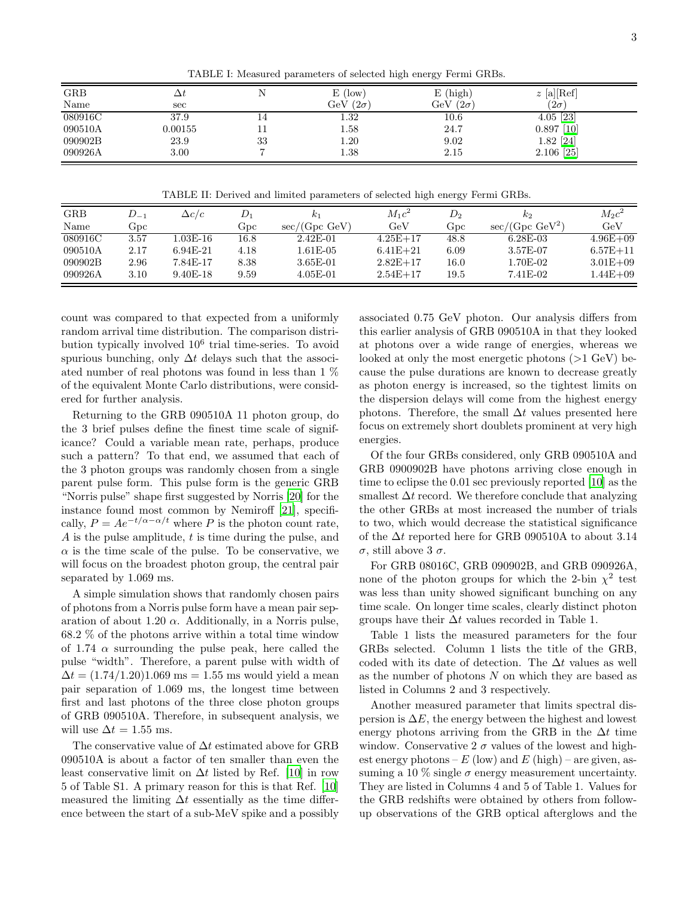TABLE I: Measured parameters of selected high energy Fermi GRBs.

| GRB | $\Delta t$ | N | E (low) | E (high) | $z$ [a][Ref] |
|---|---|---|---|---|---|
| Name | sec | | GeV ($2\sigma$) | GeV ($2\sigma$) | ($2\sigma$) |
| 080916C | 37.9 | 14 | 1.32 | 10.6 | 4.05 [23] |
| 090510A | 0.00155 | 11 | 1.58 | 24.7 | 0.897 [10] |
| 090902B | 23.9 | 33 | 1.20 | 9.02 | 1.82 [24] |
| 090926A | 3.00 | 7 | 1.38 | 2.15 | 2.106 [25] |

TABLE II: Derived and limited parameters of selected high energy Fermi GRBs.

| GRB | $D_{-1}$ | $\Delta c/c$ | $D_1$ | $k_1$ | $M_1c^2$ | $D_2$ | $k_2$ | $M_2c^2$ |
|---|---|---|---|---|---|---|---|---|
| Name | Gpc | | Gpc | sec/(Gpc GeV) | GeV | Gpc | sec/(Gpc GeV$^2$) | GeV |
| 080916C | 3.57 | 1.03E-16 | 16.8 | 2.42E-01 | 4.25E+17 | 48.8 | 6.28E-03 | 4.96E+09 |
| 090510A | 2.17 | 6.94E-21 | 4.18 | 1.61E-05 | 6.41E+21 | 6.09 | 3.57E-07 | 6.57E+11 |
| 090902B | 2.96 | 7.84E-17 | 8.38 | 3.65E-01 | 2.82E+17 | 16.0 | 1.70E-02 | 3.01E+09 |
| 090926A | 3.10 | 9.40E-18 | 9.59 | 4.05E-01 | 2.54E+17 | 19.5 | 7.41E-02 | 1.44E+09 |

count was compared to that expected from a uniformly random arrival time distribution. The comparison distribution typically involved $10^6$ trial time-series. To avoid spurious bunching, only $\Delta t$ delays such that the associated number of real photons was found in less than 1 % of the equivalent Monte Carlo distributions, were considered for further analysis.

Returning to the GRB 090510A 11 photon group, do the 3 brief pulses define the finest time scale of significance? Could a variable mean rate, perhaps, produce such a pattern? To that end, we assumed that each of the 3 photon groups was randomly chosen from a single parent pulse form. This pulse form is the generic GRB "Norris pulse" shape first suggested by Norris [20] for the instance found most common by Nemiroff [21], specifically, $P = Ae^{-t/\alpha - \alpha/t}$ where $P$ is the photon count rate, $A$ is the pulse amplitude, $t$ is time during the pulse, and $\alpha$ is the time scale of the pulse. To be conservative, we will focus on the broadest photon group, the central pair separated by 1.069 ms.

A simple simulation shows that randomly chosen pairs of photons from a Norris pulse form have a mean pair separation of about 1.20 $\alpha$. Additionally, in a Norris pulse, 68.2 % of the photons arrive within a total time window of 1.74 $\alpha$ surrounding the pulse peak, here called the pulse "width". Therefore, a parent pulse with width of $\Delta t = (1.74/1.20)1.069$ ms = 1.55 ms would yield a mean pair separation of 1.069 ms, the longest time between first and last photons of the three close photon groups of GRB 090510A. Therefore, in subsequent analysis, we will use $\Delta t = 1.55$ ms.

The conservative value of $\Delta t$ estimated above for GRB 090510A is about a factor of ten smaller than even the least conservative limit on $\Delta t$ listed by Ref. [10] in row 5 of Table S1. A primary reason for this is that Ref. [10] measured the limiting $\Delta t$ essentially as the time difference between the start of a sub-MeV spike and a possibly associated 0.75 GeV photon. Our analysis differs from this earlier analysis of GRB 090510A in that they looked at photons over a wide range of energies, whereas we looked at only the most energetic photons (>1 GeV) because the pulse durations are known to decrease greatly as photon energy is increased, so the tightest limits on the dispersion delays will come from the highest energy photons. Therefore, the small $\Delta t$ values presented here focus on extremely short doublets prominent at very high energies.

Of the four GRBs considered, only GRB 090510A and GRB 0900902B have photons arriving close enough in time to eclipse the 0.01 sec previously reported [10] as the smallest $\Delta t$ record. We therefore conclude that analyzing the other GRBs at most increased the number of trials to two, which would decrease the statistical significance of the $\Delta t$ reported here for GRB 090510A to about 3.14 $\sigma$, still above 3 $\sigma$.

For GRB 08016C, GRB 090902B, and GRB 090926A, none of the photon groups for which the 2-bin $\chi^2$ test was less than unity showed significant bunching on any time scale. On longer time scales, clearly distinct photon groups have their $\Delta t$ values recorded in Table 1.

Table 1 lists the measured parameters for the four GRBs selected. Column 1 lists the title of the GRB, coded with its date of detection. The $\Delta t$ values as well as the number of photons $N$ on which they are based as listed in Columns 2 and 3 respectively.

Another measured parameter that limits spectral dispersion is $\Delta E$, the energy between the highest and lowest energy photons arriving from the GRB in the $\Delta t$ time window. Conservative 2 $\sigma$ values of the lowest and highest energy photons – $E$ (low) and $E$ (high) – are given, assuming a 10 % single $\sigma$ energy measurement uncertainty. They are listed in Columns 4 and 5 of Table 1. Values for the GRB redshifts were obtained by others from follow-up observations of the GRB optical afterglows and the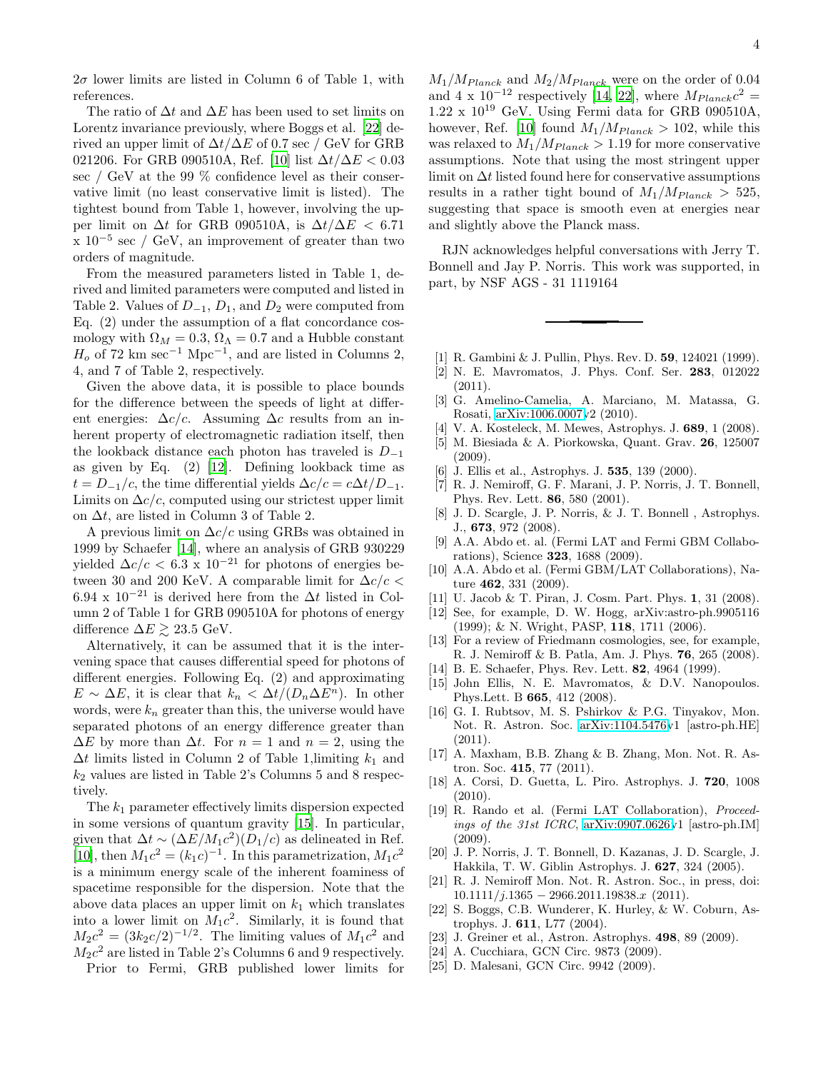$2\sigma$ lower limits are listed in Column 6 of Table 1, with references.

The ratio of $\Delta t$ and $\Delta E$ has been used to set limits on Lorentz invariance previously, where Boggs et al. [22] derived an upper limit of $\Delta t/\Delta E$ of 0.7 sec / GeV for GRB 021206. For GRB 090510A, Ref. [10] list $\Delta t/\Delta E < 0.03$ sec / GeV at the 99 % confidence level as their conservative limit (no least conservative limit is listed). The tightest bound from Table 1, however, involving the upper limit on $\Delta t$ for GRB 090510A, is $\Delta t/\Delta E < 6.71$ x $10^{-5}$ sec / GeV, an improvement of greater than two orders of magnitude.

From the measured parameters listed in Table 1, derived and limited parameters were computed and listed in Table 2. Values of $D_{-1}$, $D_1$, and $D_2$ were computed from Eq. (2) under the assumption of a flat concordance cosmology with $\Omega_M = 0.3$, $\Omega_\Lambda = 0.7$ and a Hubble constant $H_o$ of 72 km sec$^{-1}$ Mpc$^{-1}$, and are listed in Columns 2, 4, and 7 of Table 2, respectively.

Given the above data, it is possible to place bounds for the difference between the speeds of light at different energies: $\Delta c/c$. Assuming $\Delta c$ results from an inherent property of electromagnetic radiation itself, then the lookback distance each photon has traveled is $D_{-1}$ as given by Eq. (2) [12]. Defining lookback time as $t = D_{-1}/c$, the time differential yields $\Delta c/c = c\Delta t/D_{-1}$. Limits on $\Delta c/c$, computed using our strictest upper limit on $\Delta t$, are listed in Column 3 of Table 2.

A previous limit on $\Delta c/c$ using GRBs was obtained in 1999 by Schaefer [14], where an analysis of GRB 930229 yielded $\Delta c/c < 6.3$ x $10^{-21}$ for photons of energies between 30 and 200 KeV. A comparable limit for $\Delta c/c < 6.94$ x $10^{-21}$ is derived here from the $\Delta t$ listed in Column 2 of Table 1 for GRB 090510A for photons of energy difference $\Delta E \gtrsim 23.5$ GeV.

Alternatively, it can be assumed that it is the intervening space that causes differential speed for photons of different energies. Following Eq. (2) and approximating $E \sim \Delta E$, it is clear that $k_n < \Delta t/(D_n \Delta E^n)$. In other words, were $k_n$ greater than this, the universe would have separated photons of an energy difference greater than $\Delta E$ by more than $\Delta t$. For $n = 1$ and $n = 2$, using the $\Delta t$ limits listed in Column 2 of Table 1,limiting $k_1$ and $k_2$ values are listed in Table 2's Columns 5 and 8 respectively.

The $k_1$ parameter effectively limits dispersion expected in some versions of quantum gravity [15]. In particular, given that $\Delta t \sim (\Delta E/M_1 c^2)(D_1/c)$ as delineated in Ref. [10], then $M_1 c^2 = (k_1 c)^{-1}$. In this parametrization, $M_1 c^2$ is a minimum energy scale of the inherent foaminess of spacetime responsible for the dispersion. Note that the above data places an upper limit on $k_1$ which translates into a lower limit on $M_1 c^2$. Similarly, it is found that $M_2 c^2 = (3k_2 c/2)^{-1/2}$. The limiting values of $M_1 c^2$ and $M_2 c^2$ are listed in Table 2's Columns 6 and 9 respectively.

Prior to Fermi, GRB published lower limits for $M_1/M_{Planck}$ and $M_2/M_{Planck}$ were on the order of 0.04 and 4 x $10^{-12}$ respectively [14, 22], where $M_{Planck}c^2 = 1.22$ x $10^{19}$ GeV. Using Fermi data for GRB 090510A, however, Ref. [10] found $M_1/M_{Planck} > 102$, while this was relaxed to $M_1/M_{Planck} > 1.19$ for more conservative assumptions. Note that using the most stringent upper limit on $\Delta t$ listed found here for conservative assumptions results in a rather tight bound of $M_1/M_{Planck} > 525$, suggesting that space is smooth even at energies near and slightly above the Planck mass.

RJN acknowledges helpful conversations with Jerry T. Bonnell and Jay P. Norris. This work was supported, in part, by NSF AGS - 31 1119164

---

[1] R. Gambini & J. Pullin, Phys. Rev. D. **59**, 124021 (1999).
[2] N. E. Mavromatos, J. Phys. Conf. Ser. **283**, 012022 (2011).
[3] G. Amelino-Camelia, A. Marciano, M. Matassa, G. Rosati, arXiv:1006.0007v2 (2010).
[4] V. A. Kosteleck, M. Mewes, Astrophys. J. **689**, 1 (2008).
[5] M. Biesiada & A. Piorkowska, Quant. Grav. **26**, 125007 (2009).
[6] J. Ellis et al., Astrophys. J. **535**, 139 (2000).
[7] R. J. Nemiroff, G. F. Marani, J. P. Norris, J. T. Bonnell, Phys. Rev. Lett. **86**, 580 (2001).
[8] J. D. Scargle, J. P. Norris, & J. T. Bonnell , Astrophys. J., **673**, 972 (2008).
[9] A.A. Abdo et. al. (Fermi LAT and Fermi GBM Collaborations), Science **323**, 1688 (2009).
[10] A.A. Abdo et al. (Fermi GBM/LAT Collaborations), Nature **462**, 331 (2009).
[11] U. Jacob & T. Piran, J. Cosm. Part. Phys. **1**, 31 (2008).
[12] See, for example, D. W. Hogg, arXiv:astro-ph.9905116 (1999); & N. Wright, PASP, **118**, 1711 (2006).
[13] For a review of Friedmann cosmologies, see, for example, R. J. Nemiroff & B. Patla, Am. J. Phys. **76**, 265 (2008).
[14] B. E. Schaefer, Phys. Rev. Lett. **82**, 4964 (1999).
[15] John Ellis, N. E. Mavromatos, & D.V. Nanopoulos. Phys.Lett. B **665**, 412 (2008).
[16] G. I. Rubtsov, M. S. Pshirkov & P.G. Tinyakov, Mon. Not. R. Astron. Soc. arXiv:1104.5476v1 [astro-ph.HE] (2011).
[17] A. Maxham, B.B. Zhang & B. Zhang, Mon. Not. R. Astron. Soc. **415**, 77 (2011).
[18] A. Corsi, D. Guetta, L. Piro. Astrophys. J. **720**, 1008 (2010).
[19] R. Rando et al. (Fermi LAT Collaboration), *Proceedings of the 31st ICRC*, arXiv:0907.0626v1 [astro-ph.IM] (2009).
[20] J. P. Norris, J. T. Bonnell, D. Kazanas, J. D. Scargle, J. Hakkila, T. W. Giblin Astrophys. J. **627**, 324 (2005).
[21] R. J. Nemiroff Mon. Not. R. Astron. Soc., in press, doi: 10.1111/j.1365 − 2966.2011.19838.x (2011).
[22] S. Boggs, C.B. Wunderer, K. Hurley, & W. Coburn, Astrophys. J. **611**, L77 (2004).
[23] J. Greiner et al., Astron. Astrophys. **498**, 89 (2009).
[24] A. Cucchiara, GCN Circ. 9873 (2009).
[25] D. Malesani, GCN Circ. 9942 (2009).